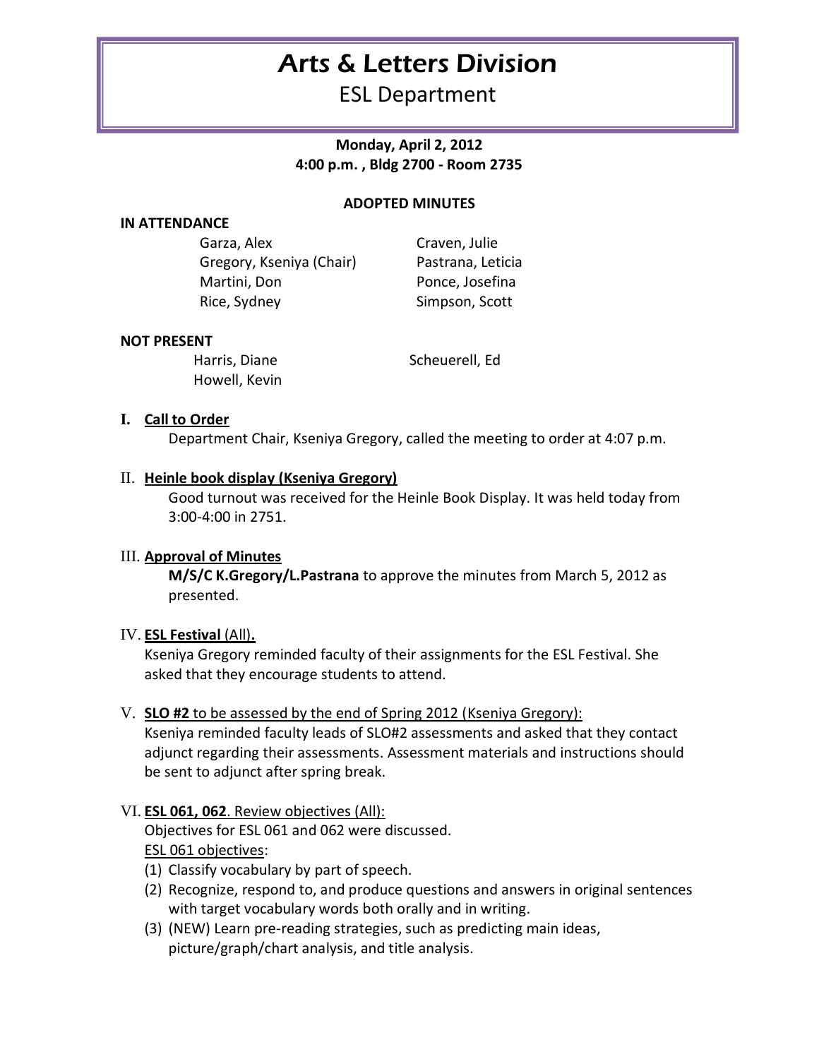# Arts & Letters Division

## ESL Department

**Monday, April 2, 2012**
**4:00 p.m. , Bldg 2700 - Room 2735**

**ADOPTED MINUTES**

**IN ATTENDANCE**

Garza, Alex
Gregory, Kseniya (Chair)
Martini, Don
Rice, Sydney
Craven, Julie
Pastrana, Leticia
Ponce, Josefina
Simpson, Scott

**NOT PRESENT**

Harris, Diane
Howell, Kevin
Scheuerell, Ed

**I. Call to Order**

Department Chair, Kseniya Gregory, called the meeting to order at 4:07 p.m.

**II. Heinle book display (Kseniya Gregory)**

Good turnout was received for the Heinle Book Display. It was held today from 3:00-4:00 in 2751.

**III. Approval of Minutes**

**M/S/C K.Gregory/L.Pastrana** to approve the minutes from March 5, 2012 as presented.

**IV. ESL Festival (All).**

Kseniya Gregory reminded faculty of their assignments for the ESL Festival. She asked that they encourage students to attend.

**V. SLO #2 to be assessed by the end of Spring 2012 (Kseniya Gregory):**

Kseniya reminded faculty leads of SLO#2 assessments and asked that they contact adjunct regarding their assessments. Assessment materials and instructions should be sent to adjunct after spring break.

**VI. ESL 061, 062. Review objectives (All):**

Objectives for ESL 061 and 062 were discussed.

ESL 061 objectives:

(1) Classify vocabulary by part of speech.
(2) Recognize, respond to, and produce questions and answers in original sentences with target vocabulary words both orally and in writing.
(3) (NEW) Learn pre-reading strategies, such as predicting main ideas, picture/graph/chart analysis, and title analysis.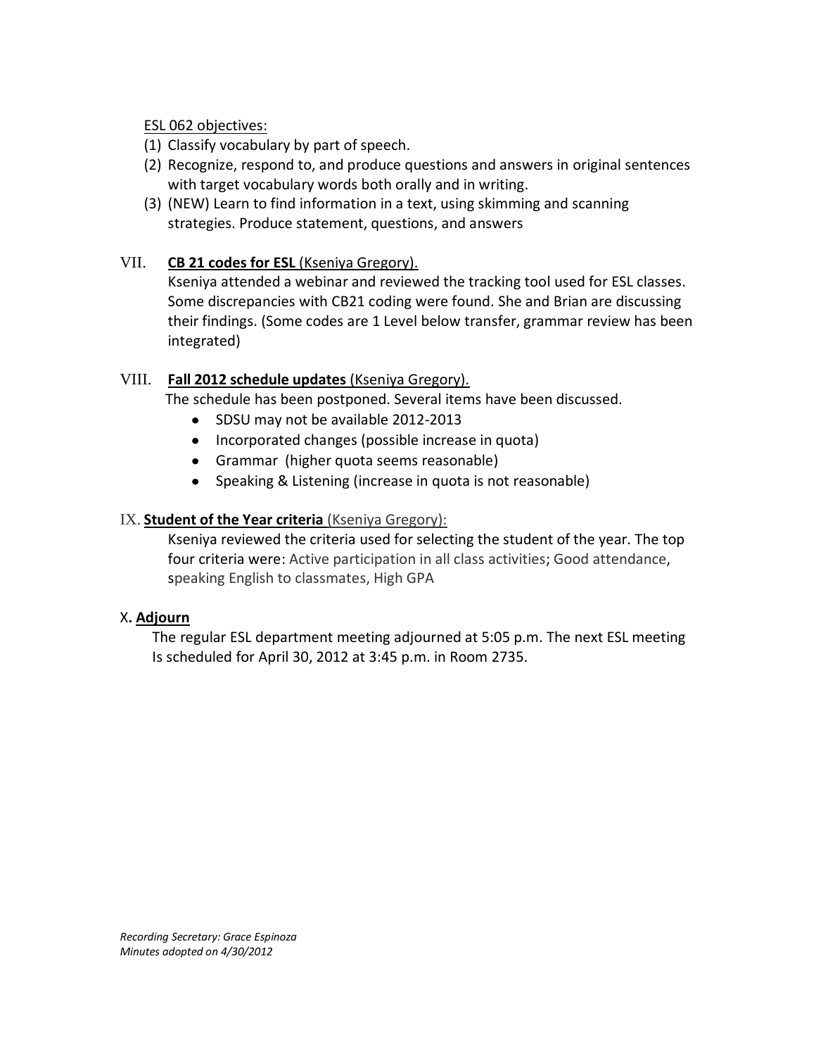ESL 062 objectives:

(1) Classify vocabulary by part of speech.
(2) Recognize, respond to, and produce questions and answers in original sentences with target vocabulary words both orally and in writing.
(3) (NEW) Learn to find information in a text, using skimming and scanning strategies. Produce statement, questions, and answers

VII. **CB 21 codes for ESL** (Kseniya Gregory).

Kseniya attended a webinar and reviewed the tracking tool used for ESL classes. Some discrepancies with CB21 coding were found. She and Brian are discussing their findings. (Some codes are 1 Level below transfer, grammar review has been integrated)

VIII. **Fall 2012 schedule updates** (Kseniya Gregory).

The schedule has been postponed. Several items have been discussed.

- SDSU may not be available 2012-2013
- Incorporated changes (possible increase in quota)
- Grammar (higher quota seems reasonable)
- Speaking & Listening (increase in quota is not reasonable)

IX. **Student of the Year criteria** (Kseniya Gregory):

Kseniya reviewed the criteria used for selecting the student of the year. The top four criteria were: Active participation in all class activities; Good attendance, speaking English to classmates, High GPA

X. **Adjourn**

The regular ESL department meeting adjourned at 5:05 p.m. The next ESL meeting Is scheduled for April 30, 2012 at 3:45 p.m. in Room 2735.

*Recording Secretary: Grace Espinoza*
*Minutes adopted on 4/30/2012*